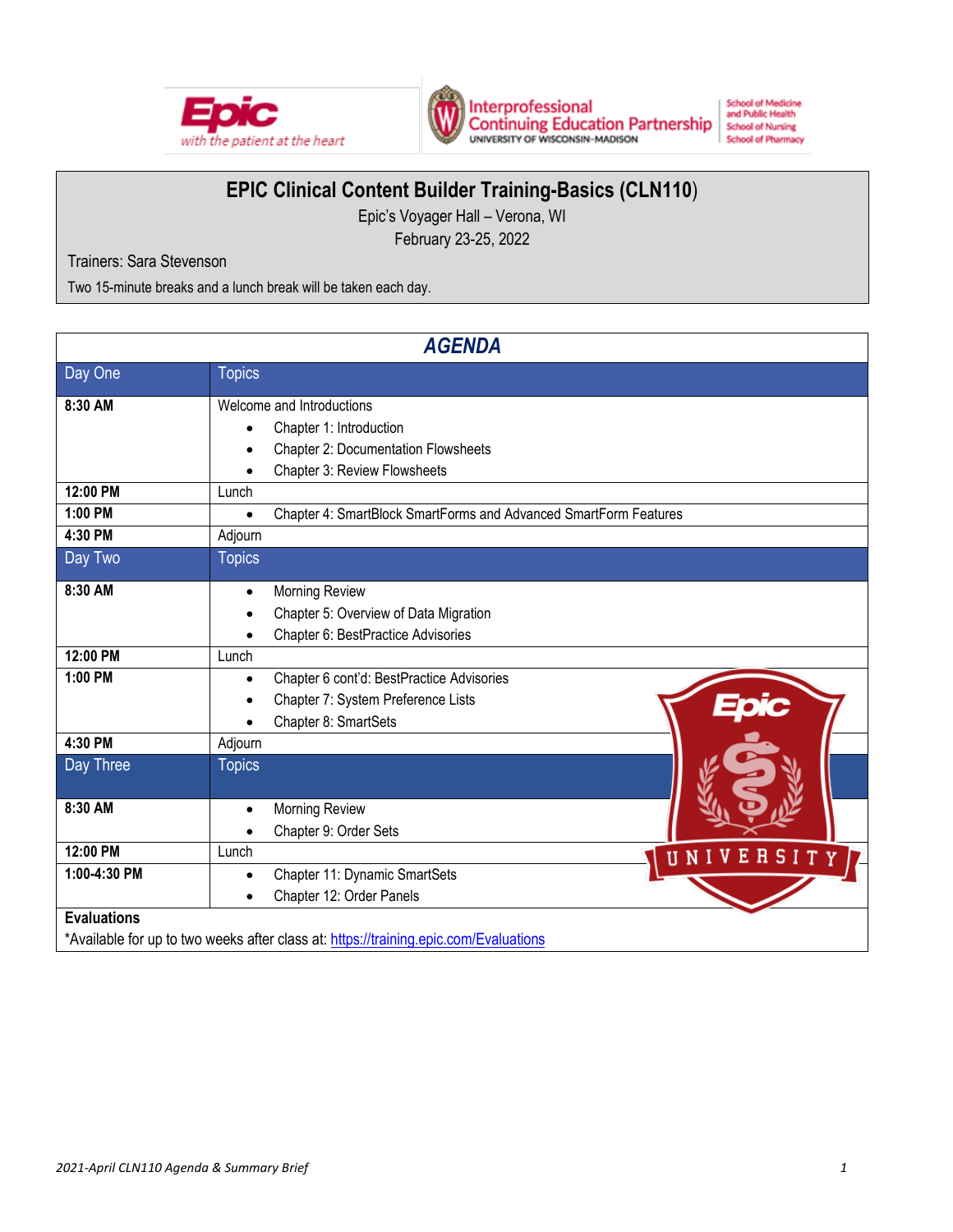# EPIC Clinical Content Builder Training-Basics (CLN110)

Epic's Voyager Hall – Verona, WI

February 23-25, 2022

Trainers: Sara Stevenson

Two 15-minute breaks and a lunch break will be taken each day.

## AGENDA

| Day One | Topics |
|---|---|
| **8:30 AM** | Welcome and Introductions<br>• Chapter 1: Introduction<br>• Chapter 2: Documentation Flowsheets<br>• Chapter 3: Review Flowsheets |
| **12:00 PM** | Lunch |
| **1:00 PM** | • Chapter 4: SmartBlock SmartForms and Advanced SmartForm Features |
| **4:30 PM** | Adjourn |
| **Day Two** | **Topics** |
| **8:30 AM** | • Morning Review<br>• Chapter 5: Overview of Data Migration<br>• Chapter 6: BestPractice Advisories |
| **12:00 PM** | Lunch |
| **1:00 PM** | • Chapter 6 cont'd: BestPractice Advisories<br>• Chapter 7: System Preference Lists<br>• Chapter 8: SmartSets |
| **4:30 PM** | Adjourn |
| **Day Three** | **Topics** |
| **8:30 AM** | • Morning Review<br>• Chapter 9: Order Sets |
| **12:00 PM** | Lunch |
| **1:00-4:30 PM** | • Chapter 11: Dynamic SmartSets<br>• Chapter 12: Order Panels |

**Evaluations**

*Available for up to two weeks after class at: https://training.epic.com/Evaluations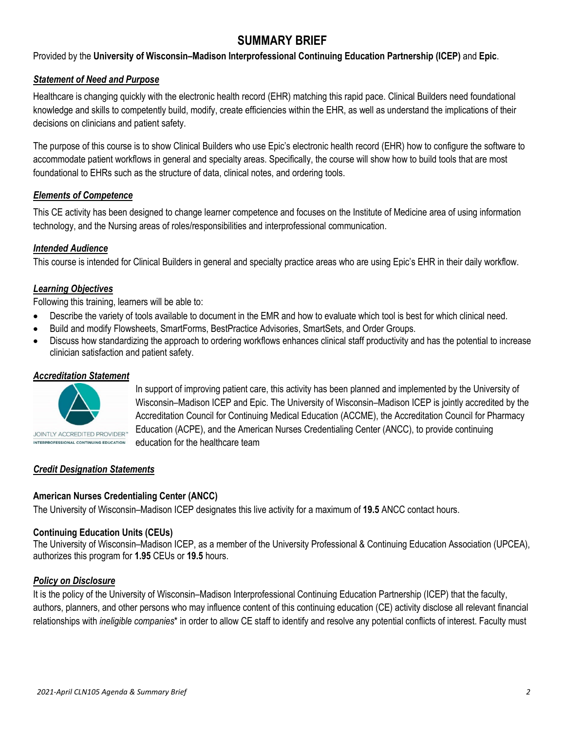# SUMMARY BRIEF

Provided by the **University of Wisconsin–Madison Interprofessional Continuing Education Partnership (ICEP)** and **Epic**.

## ***Statement of Need and Purpose***

Healthcare is changing quickly with the electronic health record (EHR) matching this rapid pace. Clinical Builders need foundational knowledge and skills to competently build, modify, create efficiencies within the EHR, as well as understand the implications of their decisions on clinicians and patient safety.

The purpose of this course is to show Clinical Builders who use Epic's electronic health record (EHR) how to configure the software to accommodate patient workflows in general and specialty areas. Specifically, the course will show how to build tools that are most foundational to EHRs such as the structure of data, clinical notes, and ordering tools.

## ***Elements of Competence***

This CE activity has been designed to change learner competence and focuses on the Institute of Medicine area of using information technology, and the Nursing areas of roles/responsibilities and interprofessional communication.

## ***Intended Audience***

This course is intended for Clinical Builders in general and specialty practice areas who are using Epic's EHR in their daily workflow.

## ***Learning Objectives***

Following this training, learners will be able to:

- Describe the variety of tools available to document in the EMR and how to evaluate which tool is best for which clinical need.
- Build and modify Flowsheets, SmartForms, BestPractice Advisories, SmartSets, and Order Groups.
- Discuss how standardizing the approach to ordering workflows enhances clinical staff productivity and has the potential to increase clinician satisfaction and patient safety.

## ***Accreditation Statement***

JOINTLY ACCREDITED PROVIDER™
INTERPROFESSIONAL CONTINUING EDUCATION

In support of improving patient care, this activity has been planned and implemented by the University of Wisconsin–Madison ICEP and Epic. The University of Wisconsin–Madison ICEP is jointly accredited by the Accreditation Council for Continuing Medical Education (ACCME), the Accreditation Council for Pharmacy Education (ACPE), and the American Nurses Credentialing Center (ANCC), to provide continuing education for the healthcare team

## ***Credit Designation Statements***

### American Nurses Credentialing Center (ANCC)

The University of Wisconsin–Madison ICEP designates this live activity for a maximum of **19.5** ANCC contact hours.

### Continuing Education Units (CEUs)

The University of Wisconsin–Madison ICEP, as a member of the University Professional & Continuing Education Association (UPCEA), authorizes this program for **1.95** CEUs or **19.5** hours.

## ***Policy on Disclosure***

It is the policy of the University of Wisconsin–Madison Interprofessional Continuing Education Partnership (ICEP) that the faculty, authors, planners, and other persons who may influence content of this continuing education (CE) activity disclose all relevant financial relationships with *ineligible companies*\* in order to allow CE staff to identify and resolve any potential conflicts of interest. Faculty must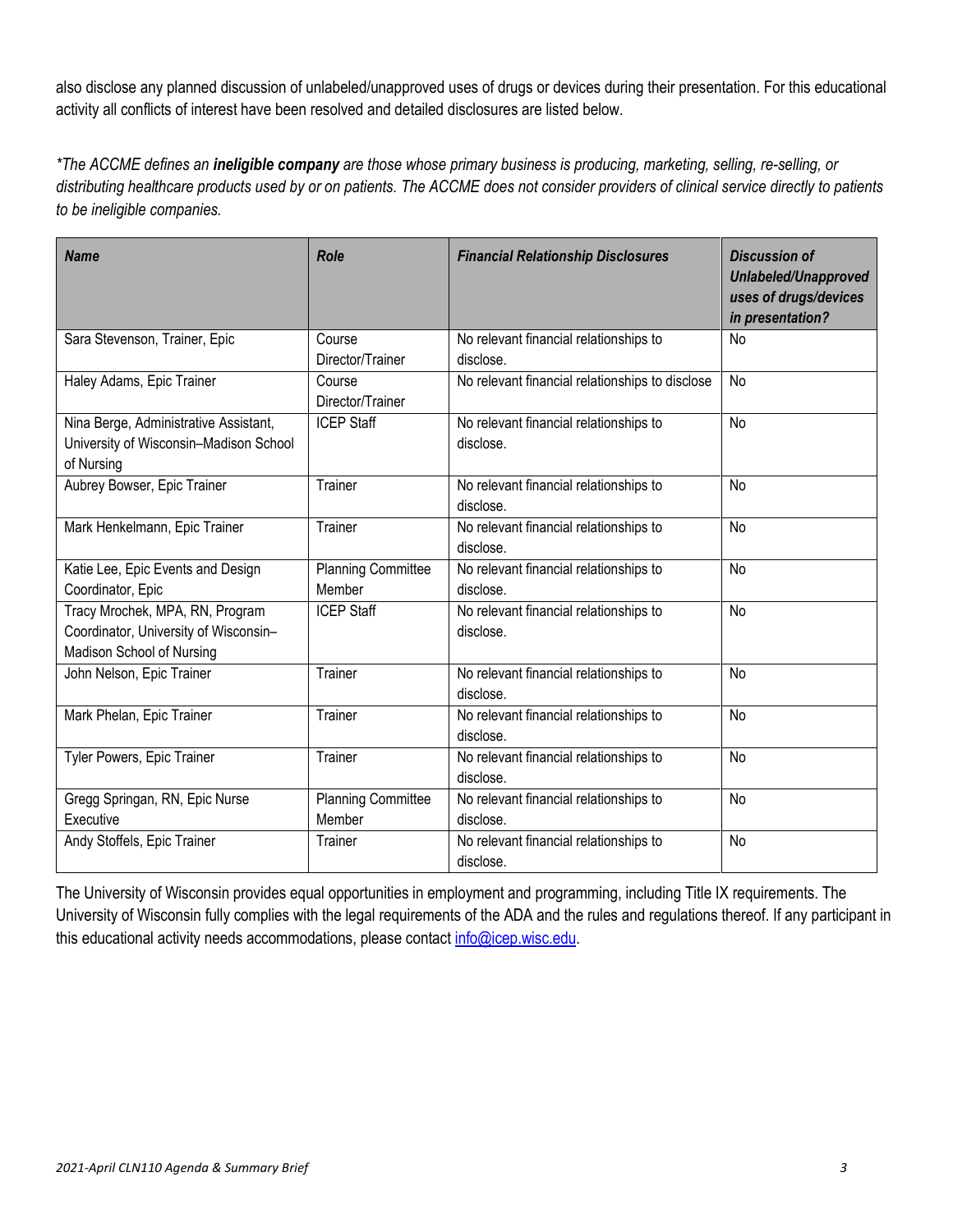also disclose any planned discussion of unlabeled/unapproved uses of drugs or devices during their presentation. For this educational activity all conflicts of interest have been resolved and detailed disclosures are listed below.

*\*The ACCME defines an **ineligible company** are those whose primary business is producing, marketing, selling, re-selling, or distributing healthcare products used by or on patients. The ACCME does not consider providers of clinical service directly to patients to be ineligible companies.*

| ***Name*** | ***Role*** | ***Financial Relationship Disclosures*** | ***Discussion of Unlabeled/Unapproved uses of drugs/devices in presentation?*** |
|---|---|---|---|
| Sara Stevenson, Trainer, Epic | Course Director/Trainer | No relevant financial relationships to disclose. | No |
| Haley Adams, Epic Trainer | Course Director/Trainer | No relevant financial relationships to disclose | No |
| Nina Berge, Administrative Assistant, University of Wisconsin–Madison School of Nursing | ICEP Staff | No relevant financial relationships to disclose. | No |
| Aubrey Bowser, Epic Trainer | Trainer | No relevant financial relationships to disclose. | No |
| Mark Henkelmann, Epic Trainer | Trainer | No relevant financial relationships to disclose. | No |
| Katie Lee, Epic Events and Design Coordinator, Epic | Planning Committee Member | No relevant financial relationships to disclose. | No |
| Tracy Mrochek, MPA, RN, Program Coordinator, University of Wisconsin–Madison School of Nursing | ICEP Staff | No relevant financial relationships to disclose. | No |
| John Nelson, Epic Trainer | Trainer | No relevant financial relationships to disclose. | No |
| Mark Phelan, Epic Trainer | Trainer | No relevant financial relationships to disclose. | No |
| Tyler Powers, Epic Trainer | Trainer | No relevant financial relationships to disclose. | No |
| Gregg Springan, RN, Epic Nurse Executive | Planning Committee Member | No relevant financial relationships to disclose. | No |
| Andy Stoffels, Epic Trainer | Trainer | No relevant financial relationships to disclose. | No |

The University of Wisconsin provides equal opportunities in employment and programming, including Title IX requirements. The University of Wisconsin fully complies with the legal requirements of the ADA and the rules and regulations thereof. If any participant in this educational activity needs accommodations, please contact info@icep.wisc.edu.